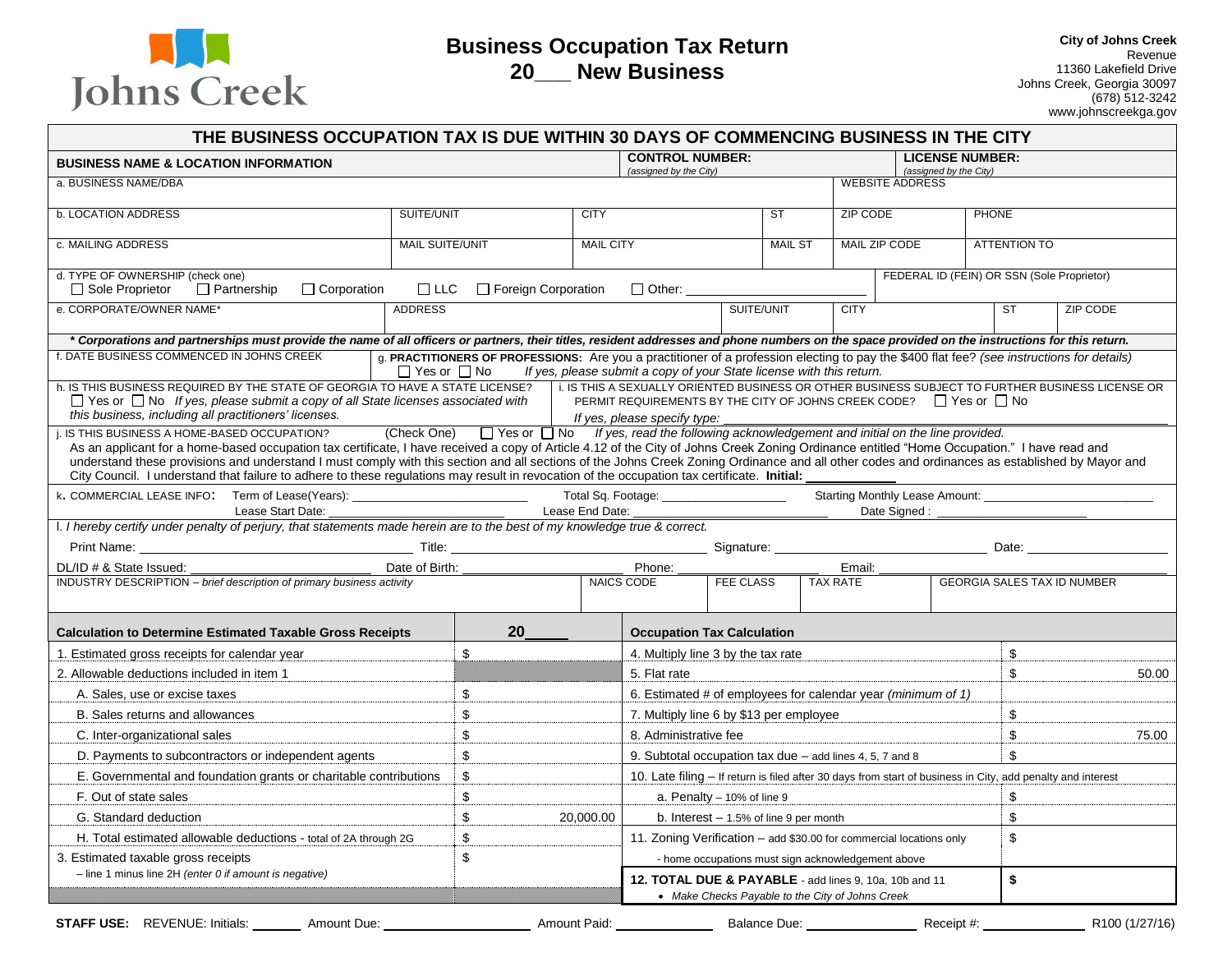Johns Creek

# Business Occupation Tax Return
# 20___ New Business

**City of Johns Creek**
Revenue
11360 Lakefield Drive
Johns Creek, Georgia 30097
(678) 512-3242
www.johnscreekga.gov

## THE BUSINESS OCCUPATION TAX IS DUE WITHIN 30 DAYS OF COMMENCING BUSINESS IN THE CITY

**BUSINESS NAME & LOCATION INFORMATION** | **CONTROL NUMBER:** *(assigned by the City)* | **LICENSE NUMBER:** *(assigned by the City)*

a. BUSINESS NAME/DBA | WEBSITE ADDRESS

b. LOCATION ADDRESS | SUITE/UNIT | CITY | ST | ZIP CODE | PHONE

c. MAILING ADDRESS | MAIL SUITE/UNIT | MAIL CITY | MAIL ST | MAIL ZIP CODE | ATTENTION TO

d. TYPE OF OWNERSHIP (check one)
☐ Sole Proprietor ☐ Partnership ☐ Corporation ☐ LLC ☐ Foreign Corporation ☐ Other: ______________
FEDERAL ID (FEIN) OR SSN (Sole Proprietor)

e. CORPORATE/OWNER NAME* | ADDRESS | SUITE/UNIT | CITY | ST | ZIP CODE

***\* Corporations and partnerships must provide the name of all officers or partners, their titles, resident addresses and phone numbers on the space provided on the instructions for this return.***

f. DATE BUSINESS COMMENCED IN JOHNS CREEK

g. **PRACTITIONERS OF PROFESSIONS:** Are you a practitioner of a profession electing to pay the $400 flat fee? *(see instructions for details)* ☐ Yes or ☐ No *If yes, please submit a copy of your State license with this return.*

h. IS THIS BUSINESS REQUIRED BY THE STATE OF GEORGIA TO HAVE A STATE LICENSE? ☐ Yes or ☐ No *If yes, please submit a copy of all State licenses associated with this business, including all practitioners' licenses.*

i. IS THIS A SEXUALLY ORIENTED BUSINESS OR OTHER BUSINESS SUBJECT TO FURTHER BUSINESS LICENSE OR PERMIT REQUIREMENTS BY THE CITY OF JOHNS CREEK CODE? ☐ Yes or ☐ No
*If yes, please specify type:* ______________

j. IS THIS BUSINESS A HOME-BASED OCCUPATION? (Check One) ☐ Yes or ☐ No *If yes, read the following acknowledgement and initial on the line provided.*
As an applicant for a home-based occupation tax certificate, I have received a copy of Article 4.12 of the City of Johns Creek Zoning Ordinance entitled "Home Occupation." I have read and understand these provisions and understand I must comply with this section and all sections of the Johns Creek Zoning Ordinance and all other codes and ordinances as established by Mayor and City Council. I understand that failure to adhere to these regulations may result in revocation of the occupation tax certificate. **Initial:** __________

k. COMMERCIAL LEASE INFO: Term of Lease(Years): __________ Total Sq. Footage: __________ Starting Monthly Lease Amount: __________
Lease Start Date: __________ Lease End Date: __________ Date Signed : __________

l. *I hereby certify under penalty of perjury, that statements made herein are to the best of my knowledge true & correct.*

Print Name: __________ Title: __________ Signature: __________ Date: __________

DL/ID # & State Issued: __________ Date of Birth: __________ Phone: __________ Email: __________

| INDUSTRY DESCRIPTION – *brief description of primary business activity* | NAICS CODE | FEE CLASS | TAX RATE | GEORGIA SALES TAX ID NUMBER |
|---|---|---|---|---|
| | | | | |

| Calculation to Determine Estimated Taxable Gross Receipts | 20____ | Occupation Tax Calculation | |
|---|---|---|---|
| 1. Estimated gross receipts for calendar year | $ | 4. Multiply line 3 by the tax rate | $ |
| 2. Allowable deductions included in item 1 | | 5. Flat rate | $ 50.00 |
| A. Sales, use or excise taxes | $ | 6. Estimated # of employees for calendar year *(minimum of 1)* | |
| B. Sales returns and allowances | $ | 7. Multiply line 6 by $13 per employee | $ |
| C. Inter-organizational sales | $ | 8. Administrative fee | $ 75.00 |
| D. Payments to subcontractors or independent agents | $ | 9. Subtotal occupation tax due – add lines 4, 5, 7 and 8 | $ |
| E. Governmental and foundation grants or charitable contributions | $ | 10. Late filing – If return is filed after 30 days from start of business in City, add penalty and interest | |
| F. Out of state sales | $ | a. Penalty – 10% of line 9 | $ |
| G. Standard deduction | $ 20,000.00 | b. Interest – 1.5% of line 9 per month | $ |
| H. Total estimated allowable deductions - total of 2A through 2G | $ | 11. Zoning Verification – add $30.00 for commercial locations only | $ |
| 3. Estimated taxable gross receipts – line 1 minus line 2H *(enter 0 if amount is negative)* | $ | - home occupations must sign acknowledgement above | |
| | | **12. TOTAL DUE & PAYABLE** - add lines 9, 10a, 10b and 11 • *Make Checks Payable to the City of Johns Creek* | **$** |

**STAFF USE:** REVENUE: Initials: ______ Amount Due: __________ Amount Paid: __________ Balance Due: __________ Receipt #: __________ R100 (1/27/16)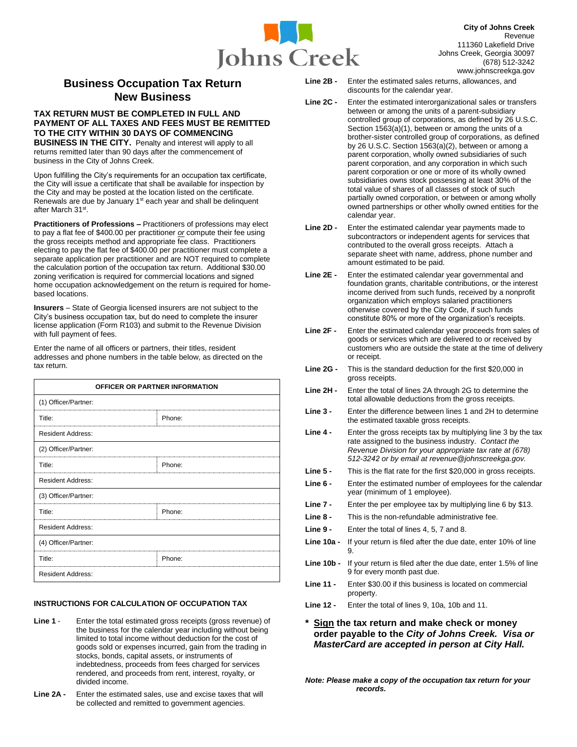**City of Johns Creek**
Revenue
111360 Lakefield Drive
Johns Creek, Georgia 30097
(678) 512-3242
www.johnscreekga.gov

# Business Occupation Tax Return
## New Business

**TAX RETURN MUST BE COMPLETED IN FULL AND PAYMENT OF ALL TAXES AND FEES MUST BE REMITTED TO THE CITY WITHIN 30 DAYS OF COMMENCING BUSINESS IN THE CITY.** Penalty and interest will apply to all returns remitted later than 90 days after the commencement of business in the City of Johns Creek.

Upon fulfilling the City's requirements for an occupation tax certificate, the City will issue a certificate that shall be available for inspection by the City and may be posted at the location listed on the certificate. Renewals are due by January 1st each year and shall be delinquent after March 31st.

**Practitioners of Professions –** Practitioners of professions may elect to pay a flat fee of $400.00 per practitioner *or* compute their fee using the gross receipts method and appropriate fee class. Practitioners electing to pay the flat fee of $400.00 per practitioner must complete a separate application per practitioner and are NOT required to complete the calculation portion of the occupation tax return. Additional $30.00 zoning verification is required for commercial locations and signed home occupation acknowledgement on the return is required for home-based locations.

**Insurers** – State of Georgia licensed insurers are not subject to the City's business occupation tax, but do need to complete the insurer license application (Form R103) and submit to the Revenue Division with full payment of fees.

Enter the name of all officers or partners, their titles, resident addresses and phone numbers in the table below, as directed on the tax return.

| OFFICER OR PARTNER INFORMATION | |
|---|---|
| (1) Officer/Partner: | |
| Title: | Phone: |
| Resident Address: | |
| (2) Officer/Partner: | |
| Title: | Phone: |
| Resident Address: | |
| (3) Officer/Partner: | |
| Title: | Phone: |
| Resident Address: | |
| (4) Officer/Partner: | |
| Title: | Phone: |
| Resident Address: | |

### INSTRUCTIONS FOR CALCULATION OF OCCUPATION TAX

**Line 1** - Enter the total estimated gross receipts (gross revenue) of the business for the calendar year including without being limited to total income without deduction for the cost of goods sold or expenses incurred, gain from the trading in stocks, bonds, capital assets, or instruments of indebtedness, proceeds from fees charged for services rendered, and proceeds from rent, interest, royalty, or divided income.

**Line 2A -** Enter the estimated sales, use and excise taxes that will be collected and remitted to government agencies.

**Line 2B -** Enter the estimated sales returns, allowances, and discounts for the calendar year.

**Line 2C -** Enter the estimated interorganizational sales or transfers between or among the units of a parent-subsidiary controlled group of corporations, as defined by 26 U.S.C. Section 1563(a)(1), between or among the units of a brother-sister controlled group of corporations, as defined by 26 U.S.C. Section 1563(a)(2), between or among a parent corporation, wholly owned subsidiaries of such parent corporation, and any corporation in which such parent corporation or one or more of its wholly owned subsidiaries owns stock possessing at least 30% of the total value of shares of all classes of stock of such partially owned corporation, or between or among wholly owned partnerships or other wholly owned entities for the calendar year.

**Line 2D -** Enter the estimated calendar year payments made to subcontractors or independent agents for services that contributed to the overall gross receipts. Attach a separate sheet with name, address, phone number and amount estimated to be paid.

**Line 2E -** Enter the estimated calendar year governmental and foundation grants, charitable contributions, or the interest income derived from such funds, received by a nonprofit organization which employs salaried practitioners otherwise covered by the City Code, if such funds constitute 80% or more of the organization's receipts.

**Line 2F -** Enter the estimated calendar year proceeds from sales of goods or services which are delivered to or received by customers who are outside the state at the time of delivery or receipt.

**Line 2G -** This is the standard deduction for the first $20,000 in gross receipts.

**Line 2H -** Enter the total of lines 2A through 2G to determine the total allowable deductions from the gross receipts.

**Line 3 -** Enter the difference between lines 1 and 2H to determine the estimated taxable gross receipts.

**Line 4 -** Enter the gross receipts tax by multiplying line 3 by the tax rate assigned to the business industry. *Contact the Revenue Division for your appropriate tax rate at (678) 512-3242 or by email at revenue@johnscreekga.gov.*

**Line 5 -** This is the flat rate for the first $20,000 in gross receipts.

**Line 6 -** Enter the estimated number of employees for the calendar year (minimum of 1 employee).

**Line 7 -** Enter the per employee tax by multiplying line 6 by $13.

**Line 8 -** This is the non-refundable administrative fee.

**Line 9 -** Enter the total of lines 4, 5, 7 and 8.

**Line 10a -** If your return is filed after the due date, enter 10% of line 9.

**Line 10b -** If your return is filed after the due date, enter 1.5% of line 9 for every month past due.

**Line 11 -** Enter $30.00 if this business is located on commercial property.

**Line 12 -** Enter the total of lines 9, 10a, 10b and 11.

**\* Sign the tax return and make check or money order payable to the *City of Johns Creek. Visa or MasterCard are accepted in person at City Hall.***

***Note: Please make a copy of the occupation tax return for your records.***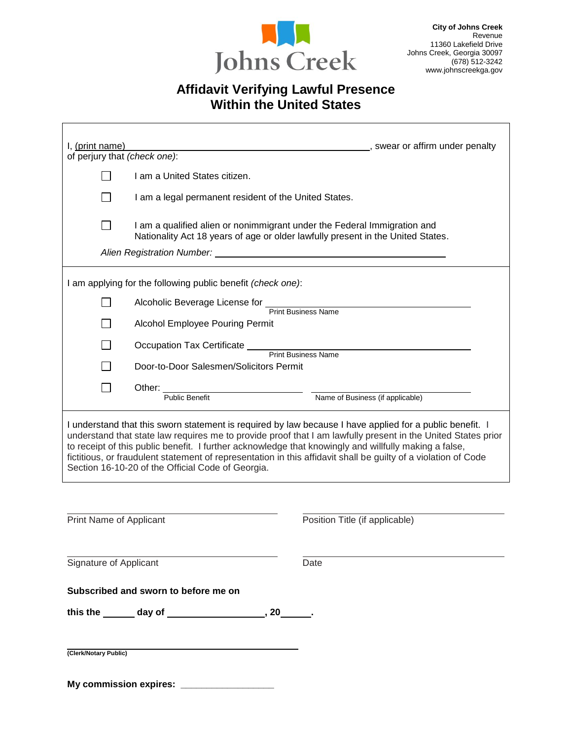City of Johns Creek
Revenue
11360 Lakefield Drive
Johns Creek, Georgia 30097
(678) 512-3242
www.johnscreekga.gov

# Affidavit Verifying Lawful Presence Within the United States

I, (print name) ______________________________________________, swear or affirm under penalty of perjury that *(check one)*:

- ☐ I am a United States citizen.
- ☐ I am a legal permanent resident of the United States.
- ☐ I am a qualified alien or nonimmigrant under the Federal Immigration and Nationality Act 18 years of age or older lawfully present in the United States.

*Alien Registration Number:* ______________________________________________

I am applying for the following public benefit *(check one)*:

- ☐ Alcoholic Beverage License for ______________________________________________ (Print Business Name)
- ☐ Alcohol Employee Pouring Permit
- ☐ Occupation Tax Certificate ______________________________________________ (Print Business Name)
- ☐ Door-to-Door Salesmen/Solicitors Permit
- ☐ Other: ______________________________ (Public Benefit) ______________________________ (Name of Business (if applicable))

I understand that this sworn statement is required by law because I have applied for a public benefit. I understand that state law requires me to provide proof that I am lawfully present in the United States prior to receipt of this public benefit. I further acknowledge that knowingly and willfully making a false, fictitious, or fraudulent statement of representation in this affidavit shall be guilty of a violation of Code Section 16-10-20 of the Official Code of Georgia.

______________________________
Print Name of Applicant

______________________________
Position Title (if applicable)

______________________________
Signature of Applicant

______________________________
Date

**Subscribed and sworn to before me on**

**this the ______ day of ____________________, 20______.**

______________________________________________
**(Clerk/Notary Public)**

**My commission expires:** __________________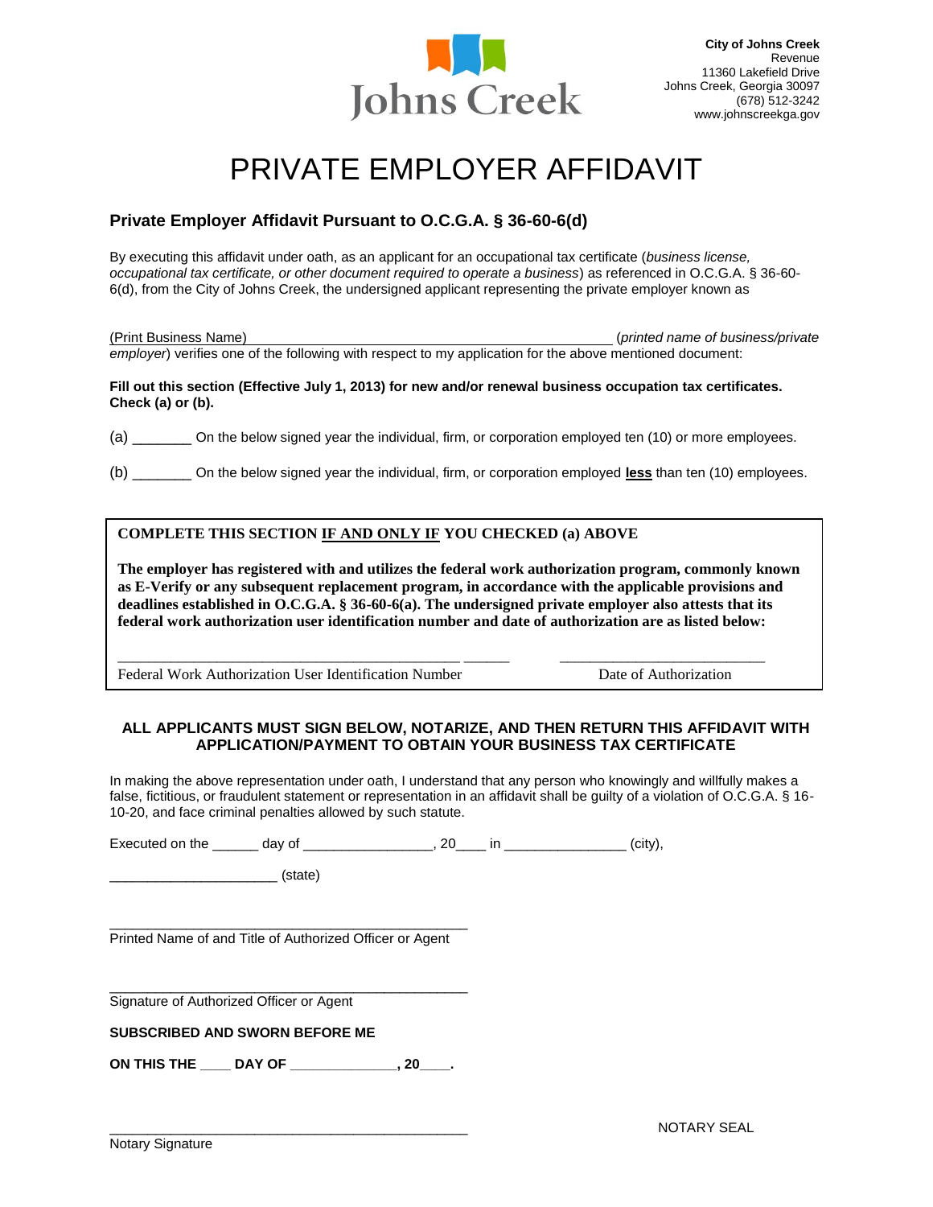Johns Creek

**City of Johns Creek**
Revenue
11360 Lakefield Drive
Johns Creek, Georgia 30097
(678) 512-3242
www.johnscreekga.gov

# PRIVATE EMPLOYER AFFIDAVIT

### Private Employer Affidavit Pursuant to O.C.G.A. § 36-60-6(d)

By executing this affidavit under oath, as an applicant for an occupational tax certificate (*business license, occupational tax certificate, or other document required to operate a business*) as referenced in O.C.G.A. § 36-60-6(d), from the City of Johns Creek, the undersigned applicant representing the private employer known as

(Print Business Name)_______________________________________________ (*printed name of business/private employer*) verifies one of the following with respect to my application for the above mentioned document:

**Fill out this section (Effective July 1, 2013) for new and/or renewal business occupation tax certificates. Check (a) or (b).**

(a) _______ On the below signed year the individual, firm, or corporation employed ten (10) or more employees.

(b) _______ On the below signed year the individual, firm, or corporation employed **less** than ten (10) employees.

**COMPLETE THIS SECTION IF AND ONLY IF YOU CHECKED (a) ABOVE**

**The employer has registered with and utilizes the federal work authorization program, commonly known as E-Verify or any subsequent replacement program, in accordance with the applicable provisions and deadlines established in O.C.G.A. § 36-60-6(a). The undersigned private employer also attests that its federal work authorization user identification number and date of authorization are as listed below:**

_____________________________________________ ___________________________

Federal Work Authorization User Identification Number          Date of Authorization

**ALL APPLICANTS MUST SIGN BELOW, NOTARIZE, AND THEN RETURN THIS AFFIDAVIT WITH APPLICATION/PAYMENT TO OBTAIN YOUR BUSINESS TAX CERTIFICATE**

In making the above representation under oath, I understand that any person who knowingly and willfully makes a false, fictitious, or fraudulent statement or representation in an affidavit shall be guilty of a violation of O.C.G.A. § 16-10-20, and face criminal penalties allowed by such statute.

Executed on the ______ day of ________________, 20____ in _______________ (city),

_____________________ (state)

_______________________________________________
Printed Name of and Title of Authorized Officer or Agent

_______________________________________________
Signature of Authorized Officer or Agent

**SUBSCRIBED AND SWORN BEFORE ME**

**ON THIS THE ____ DAY OF _____________, 20____.**

_______________________________________________
Notary Signature

NOTARY SEAL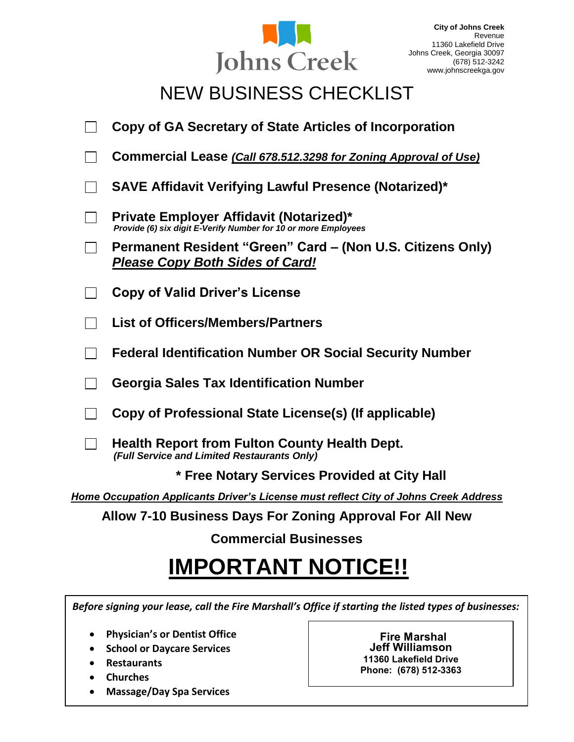**City of Johns Creek**
Revenue
11360 Lakefield Drive
Johns Creek, Georgia 30097
(678) 512-3242
www.johnscreekga.gov

# NEW BUSINESS CHECKLIST

- [ ] **Copy of GA Secretary of State Articles of Incorporation**
- [ ] **Commercial Lease** ***(Call 678.512.3298 for Zoning Approval of Use)***
- [ ] **SAVE Affidavit Verifying Lawful Presence (Notarized)***
- [ ] **Private Employer Affidavit (Notarized)***
  ***Provide (6) six digit E-Verify Number for 10 or more Employees***
- [ ] **Permanent Resident "Green" Card – (Non U.S. Citizens Only)**
  ***Please Copy Both Sides of Card!***
- [ ] **Copy of Valid Driver's License**
- [ ] **List of Officers/Members/Partners**
- [ ] **Federal Identification Number OR Social Security Number**
- [ ] **Georgia Sales Tax Identification Number**
- [ ] **Copy of Professional State License(s) (If applicable)**
- [ ] **Health Report from Fulton County Health Dept.**
  ***(Full Service and Limited Restaurants Only)***

**\* Free Notary Services Provided at City Hall**

***Home Occupation Applicants Driver's License must reflect City of Johns Creek Address***

**Allow 7-10 Business Days For Zoning Approval For All New Commercial Businesses**

# IMPORTANT NOTICE!!

***Before signing your lease, call the Fire Marshall's Office if starting the listed types of businesses:***

- **Physician's or Dentist Office**
- **School or Daycare Services**
- **Restaurants**
- **Churches**
- **Massage/Day Spa Services**

**Fire Marshal**
**Jeff Williamson**
**11360 Lakefield Drive**
**Phone: (678) 512-3363**